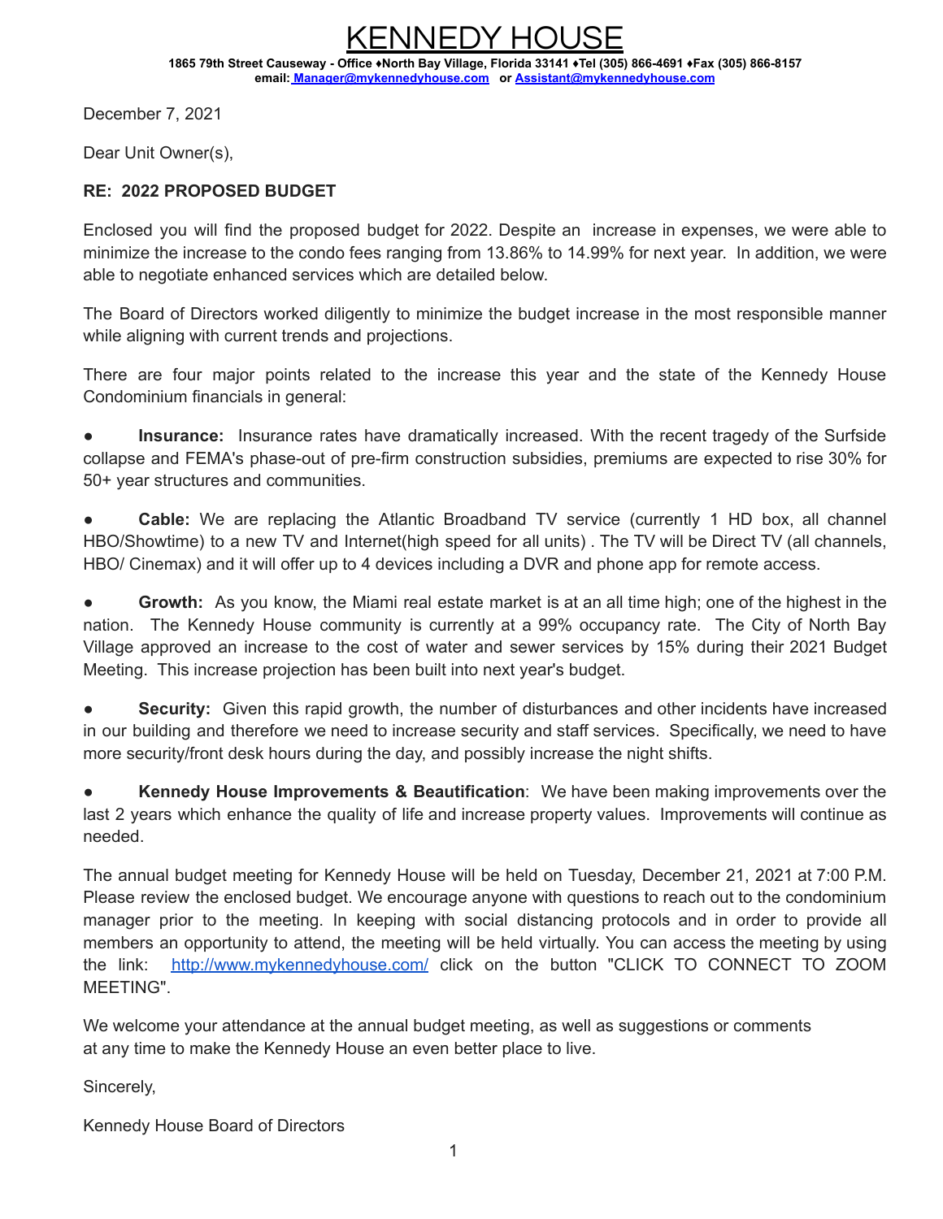# KENNEDY HOUSE

**1865 79th Street Causeway - Office ♦North Bay Village, Florida 33141 ♦Tel (305) 866-4691 ♦Fax (305) 866-8157**
**email: Manager@mykennedyhouse.com or Assistant@mykennedyhouse.com**

December 7, 2021

Dear Unit Owner(s),

**RE: 2022 PROPOSED BUDGET**

Enclosed you will find the proposed budget for 2022. Despite an increase in expenses, we were able to minimize the increase to the condo fees ranging from 13.86% to 14.99% for next year. In addition, we were able to negotiate enhanced services which are detailed below.

The Board of Directors worked diligently to minimize the budget increase in the most responsible manner while aligning with current trends and projections.

There are four major points related to the increase this year and the state of the Kennedy House Condominium financials in general:

- **Insurance:** Insurance rates have dramatically increased. With the recent tragedy of the Surfside collapse and FEMA's phase-out of pre-firm construction subsidies, premiums are expected to rise 30% for 50+ year structures and communities.
- **Cable:** We are replacing the Atlantic Broadband TV service (currently 1 HD box, all channel HBO/Showtime) to a new TV and Internet(high speed for all units) . The TV will be Direct TV (all channels, HBO/ Cinemax) and it will offer up to 4 devices including a DVR and phone app for remote access.
- **Growth:** As you know, the Miami real estate market is at an all time high; one of the highest in the nation. The Kennedy House community is currently at a 99% occupancy rate. The City of North Bay Village approved an increase to the cost of water and sewer services by 15% during their 2021 Budget Meeting. This increase projection has been built into next year's budget.
- **Security:** Given this rapid growth, the number of disturbances and other incidents have increased in our building and therefore we need to increase security and staff services. Specifically, we need to have more security/front desk hours during the day, and possibly increase the night shifts.
- **Kennedy House Improvements & Beautification**: We have been making improvements over the last 2 years which enhance the quality of life and increase property values. Improvements will continue as needed.

The annual budget meeting for Kennedy House will be held on Tuesday, December 21, 2021 at 7:00 P.M. Please review the enclosed budget. We encourage anyone with questions to reach out to the condominium manager prior to the meeting. In keeping with social distancing protocols and in order to provide all members an opportunity to attend, the meeting will be held virtually. You can access the meeting by using the link: http://www.mykennedyhouse.com/ click on the button "CLICK TO CONNECT TO ZOOM MEETING".

We welcome your attendance at the annual budget meeting, as well as suggestions or comments at any time to make the Kennedy House an even better place to live.

Sincerely,

Kennedy House Board of Directors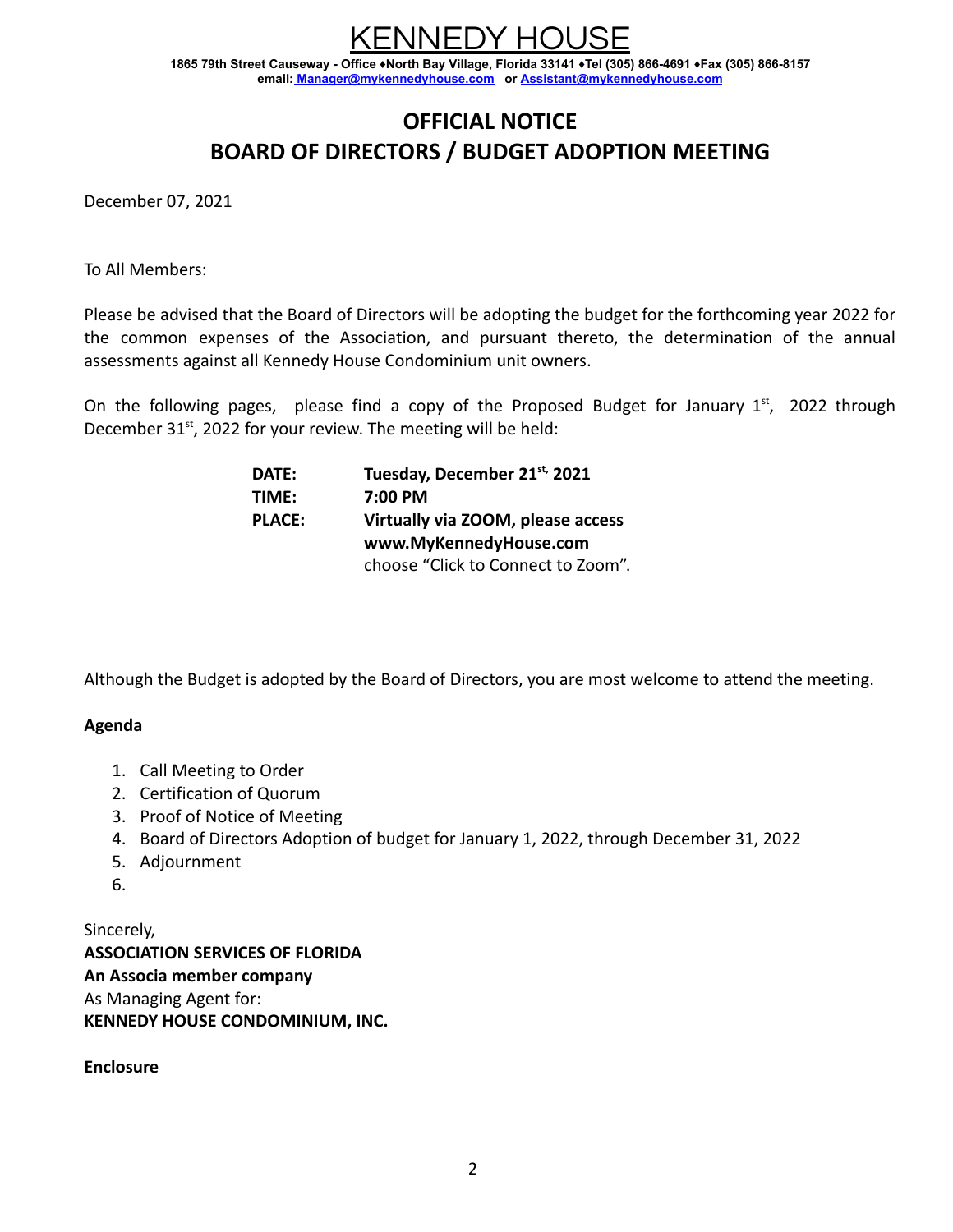# KENNEDY HOUSE

**1865 79th Street Causeway - Office ♦North Bay Village, Florida 33141 ♦Tel (305) 866-4691 ♦Fax (305) 866-8157**
**email: Manager@mykennedyhouse.com or Assistant@mykennedyhouse.com**

## OFFICIAL NOTICE
## BOARD OF DIRECTORS / BUDGET ADOPTION MEETING

December 07, 2021

To All Members:

Please be advised that the Board of Directors will be adopting the budget for the forthcoming year 2022 for the common expenses of the Association, and pursuant thereto, the determination of the annual assessments against all Kennedy House Condominium unit owners.

On the following pages, please find a copy of the Proposed Budget for January 1st, 2022 through December 31st, 2022 for your review. The meeting will be held:

| | |
|---|---|
| **DATE:** | **Tuesday, December 21st, 2021** |
| **TIME:** | **7:00 PM** |
| **PLACE:** | **Virtually via ZOOM, please access www.MyKennedyHouse.com** choose “Click to Connect to Zoom”. |

Although the Budget is adopted by the Board of Directors, you are most welcome to attend the meeting.

**Agenda**

1. Call Meeting to Order
2. Certification of Quorum
3. Proof of Notice of Meeting
4. Board of Directors Adoption of budget for January 1, 2022, through December 31, 2022
5. Adjournment
6.

Sincerely,
**ASSOCIATION SERVICES OF FLORIDA**
**An Associa member company**
As Managing Agent for:
**KENNEDY HOUSE CONDOMINIUM, INC.**

**Enclosure**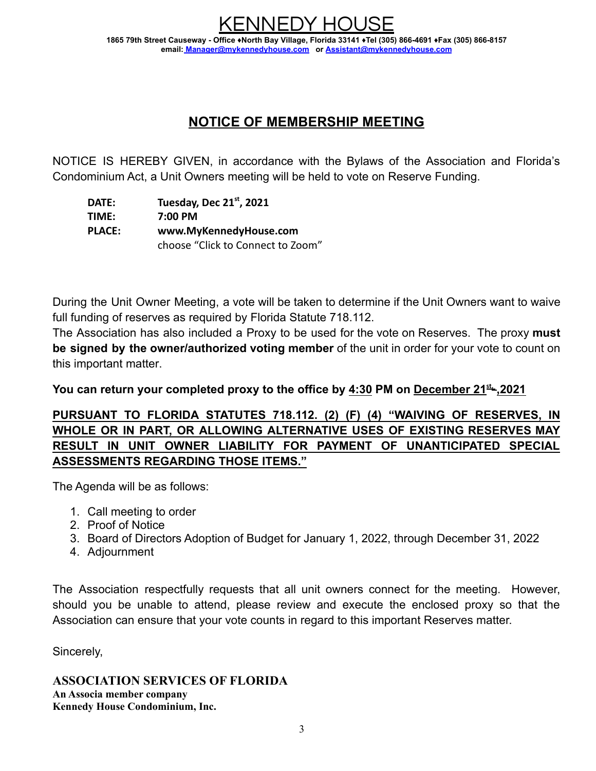# KENNEDY HOUSE

**1865 79th Street Causeway - Office ♦North Bay Village, Florida 33141 ♦Tel (305) 866-4691 ♦Fax (305) 866-8157**
**email: Manager@mykennedyhouse.com or Assistant@mykennedyhouse.com**

## NOTICE OF MEMBERSHIP MEETING

NOTICE IS HEREBY GIVEN, in accordance with the Bylaws of the Association and Florida's Condominium Act, a Unit Owners meeting will be held to vote on Reserve Funding.

**DATE:** **Tuesday, Dec 21st, 2021**
**TIME:** **7:00 PM**
**PLACE:** **www.MyKennedyHouse.com**
choose "Click to Connect to Zoom"

During the Unit Owner Meeting, a vote will be taken to determine if the Unit Owners want to waive full funding of reserves as required by Florida Statute 718.112.
The Association has also included a Proxy to be used for the vote on Reserves. The proxy **must be signed by the owner/authorized voting member** of the unit in order for your vote to count on this important matter.

**You can return your completed proxy to the office by 4:30 PM on December 21st ,2021**

**PURSUANT TO FLORIDA STATUTES 718.112. (2) (F) (4) "WAIVING OF RESERVES, IN WHOLE OR IN PART, OR ALLOWING ALTERNATIVE USES OF EXISTING RESERVES MAY RESULT IN UNIT OWNER LIABILITY FOR PAYMENT OF UNANTICIPATED SPECIAL ASSESSMENTS REGARDING THOSE ITEMS."**

The Agenda will be as follows:

1. Call meeting to order
2. Proof of Notice
3. Board of Directors Adoption of Budget for January 1, 2022, through December 31, 2022
4. Adjournment

The Association respectfully requests that all unit owners connect for the meeting. However, should you be unable to attend, please review and execute the enclosed proxy so that the Association can ensure that your vote counts in regard to this important Reserves matter.

Sincerely,

**ASSOCIATION SERVICES OF FLORIDA**
**An Associa member company**
**Kennedy House Condominium, Inc.**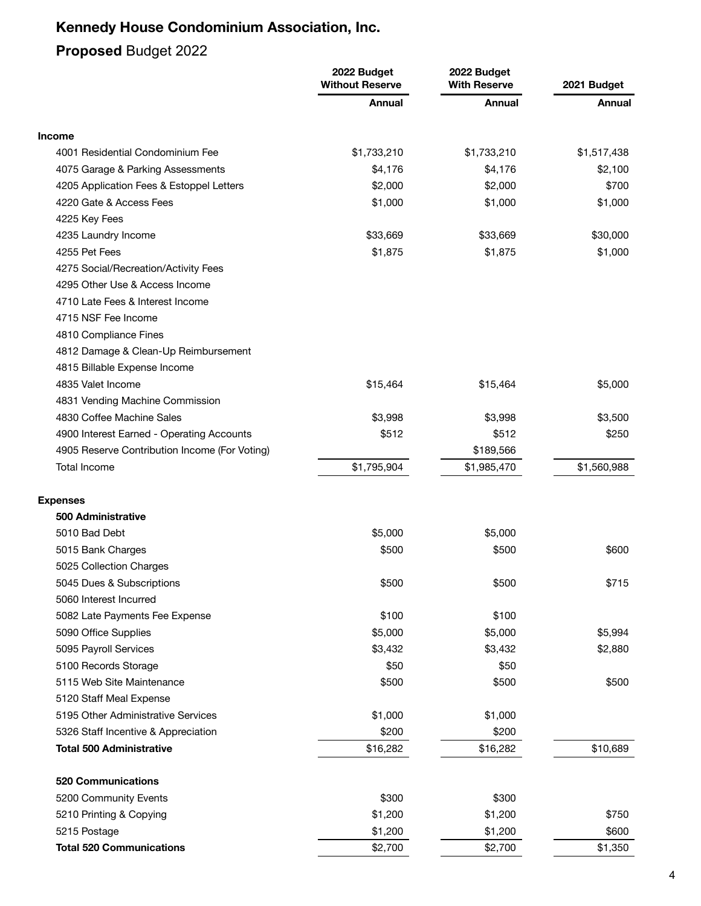# Kennedy House Condominium Association, Inc.

## **Proposed** Budget 2022

| | 2022 Budget Without Reserve | 2022 Budget With Reserve | 2021 Budget |
|---|---|---|---|
| | **Annual** | **Annual** | **Annual** |
| **Income** | | | |
| 4001 Residential Condominium Fee | $1,733,210 | $1,733,210 | $1,517,438 |
| 4075 Garage & Parking Assessments | $4,176 | $4,176 | $2,100 |
| 4205 Application Fees & Estoppel Letters | $2,000 | $2,000 | $700 |
| 4220 Gate & Access Fees | $1,000 | $1,000 | $1,000 |
| 4225 Key Fees | | | |
| 4235 Laundry Income | $33,669 | $33,669 | $30,000 |
| 4255 Pet Fees | $1,875 | $1,875 | $1,000 |
| 4275 Social/Recreation/Activity Fees | | | |
| 4295 Other Use & Access Income | | | |
| 4710 Late Fees & Interest Income | | | |
| 4715 NSF Fee Income | | | |
| 4810 Compliance Fines | | | |
| 4812 Damage & Clean-Up Reimbursement | | | |
| 4815 Billable Expense Income | | | |
| 4835 Valet Income | $15,464 | $15,464 | $5,000 |
| 4831 Vending Machine Commission | | | |
| 4830 Coffee Machine Sales | $3,998 | $3,998 | $3,500 |
| 4900 Interest Earned - Operating Accounts | $512 | $512 | $250 |
| 4905 Reserve Contribution Income (For Voting) | | $189,566 | |
| Total Income | $1,795,904 | $1,985,470 | $1,560,988 |
| **Expenses** | | | |
| **500 Administrative** | | | |
| 5010 Bad Debt | $5,000 | $5,000 | |
| 5015 Bank Charges | $500 | $500 | $600 |
| 5025 Collection Charges | | | |
| 5045 Dues & Subscriptions | $500 | $500 | $715 |
| 5060 Interest Incurred | | | |
| 5082 Late Payments Fee Expense | $100 | $100 | |
| 5090 Office Supplies | $5,000 | $5,000 | $5,994 |
| 5095 Payroll Services | $3,432 | $3,432 | $2,880 |
| 5100 Records Storage | $50 | $50 | |
| 5115 Web Site Maintenance | $500 | $500 | $500 |
| 5120 Staff Meal Expense | | | |
| 5195 Other Administrative Services | $1,000 | $1,000 | |
| 5326 Staff Incentive & Appreciation | $200 | $200 | |
| **Total 500 Administrative** | $16,282 | $16,282 | $10,689 |
| **520 Communications** | | | |
| 5200 Community Events | $300 | $300 | |
| 5210 Printing & Copying | $1,200 | $1,200 | $750 |
| 5215 Postage | $1,200 | $1,200 | $600 |
| **Total 520 Communications** | $2,700 | $2,700 | $1,350 |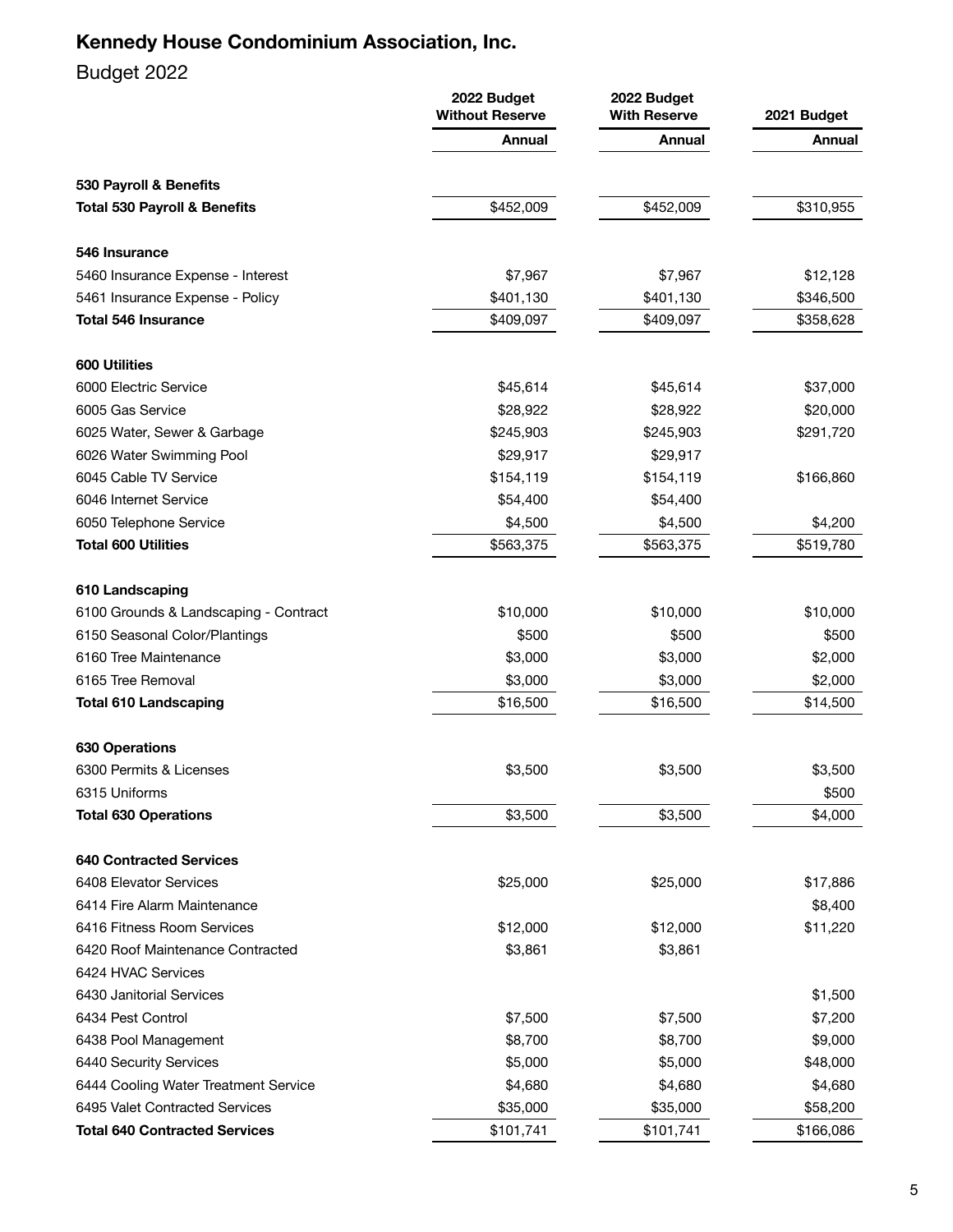# Kennedy House Condominium Association, Inc.

Budget 2022

| | 2022 Budget Without Reserve | 2022 Budget With Reserve | 2021 Budget |
|---|---|---|---|
| | Annual | Annual | Annual |
| **530 Payroll & Benefits** | | | |
| **Total 530 Payroll & Benefits** | $452,009 | $452,009 | $310,955 |
| **546 Insurance** | | | |
| 5460 Insurance Expense - Interest | $7,967 | $7,967 | $12,128 |
| 5461 Insurance Expense - Policy | $401,130 | $401,130 | $346,500 |
| **Total 546 Insurance** | $409,097 | $409,097 | $358,628 |
| **600 Utilities** | | | |
| 6000 Electric Service | $45,614 | $45,614 | $37,000 |
| 6005 Gas Service | $28,922 | $28,922 | $20,000 |
| 6025 Water, Sewer & Garbage | $245,903 | $245,903 | $291,720 |
| 6026 Water Swimming Pool | $29,917 | $29,917 | |
| 6045 Cable TV Service | $154,119 | $154,119 | $166,860 |
| 6046 Internet Service | $54,400 | $54,400 | |
| 6050 Telephone Service | $4,500 | $4,500 | $4,200 |
| **Total 600 Utilities** | $563,375 | $563,375 | $519,780 |
| **610 Landscaping** | | | |
| 6100 Grounds & Landscaping - Contract | $10,000 | $10,000 | $10,000 |
| 6150 Seasonal Color/Plantings | $500 | $500 | $500 |
| 6160 Tree Maintenance | $3,000 | $3,000 | $2,000 |
| 6165 Tree Removal | $3,000 | $3,000 | $2,000 |
| **Total 610 Landscaping** | $16,500 | $16,500 | $14,500 |
| **630 Operations** | | | |
| 6300 Permits & Licenses | $3,500 | $3,500 | $3,500 |
| 6315 Uniforms | | | $500 |
| **Total 630 Operations** | $3,500 | $3,500 | $4,000 |
| **640 Contracted Services** | | | |
| 6408 Elevator Services | $25,000 | $25,000 | $17,886 |
| 6414 Fire Alarm Maintenance | | | $8,400 |
| 6416 Fitness Room Services | $12,000 | $12,000 | $11,220 |
| 6420 Roof Maintenance Contracted | $3,861 | $3,861 | |
| 6424 HVAC Services | | | |
| 6430 Janitorial Services | | | $1,500 |
| 6434 Pest Control | $7,500 | $7,500 | $7,200 |
| 6438 Pool Management | $8,700 | $8,700 | $9,000 |
| 6440 Security Services | $5,000 | $5,000 | $48,000 |
| 6444 Cooling Water Treatment Service | $4,680 | $4,680 | $4,680 |
| 6495 Valet Contracted Services | $35,000 | $35,000 | $58,200 |
| **Total 640 Contracted Services** | $101,741 | $101,741 | $166,086 |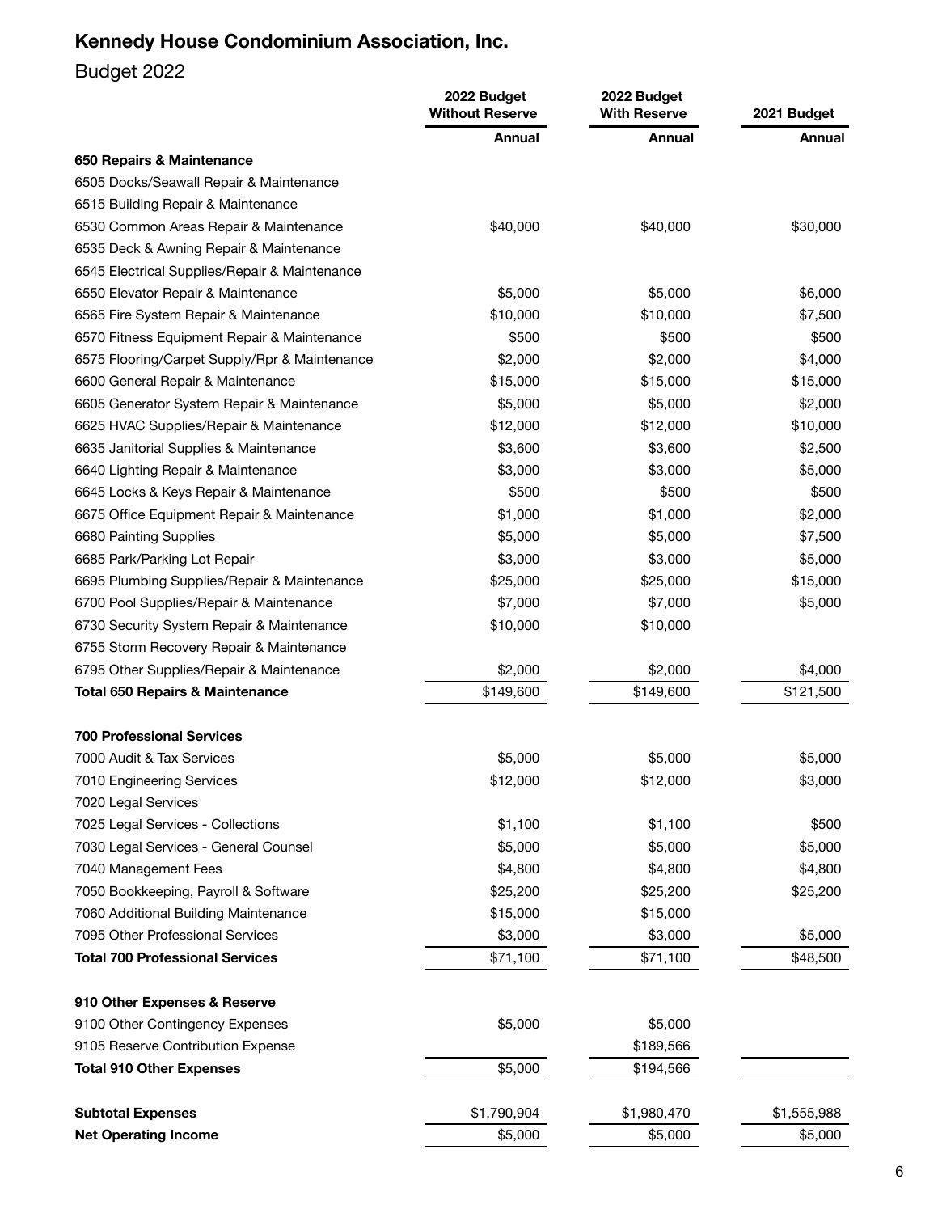# Kennedy House Condominium Association, Inc.

Budget 2022

| | 2022 Budget Without Reserve | 2022 Budget With Reserve | 2021 Budget |
|---|---|---|---|
| | **Annual** | **Annual** | **Annual** |
| **650 Repairs & Maintenance** | | | |
| 6505 Docks/Seawall Repair & Maintenance | | | |
| 6515 Building Repair & Maintenance | | | |
| 6530 Common Areas Repair & Maintenance | $40,000 | $40,000 | $30,000 |
| 6535 Deck & Awning Repair & Maintenance | | | |
| 6545 Electrical Supplies/Repair & Maintenance | | | |
| 6550 Elevator Repair & Maintenance | $5,000 | $5,000 | $6,000 |
| 6565 Fire System Repair & Maintenance | $10,000 | $10,000 | $7,500 |
| 6570 Fitness Equipment Repair & Maintenance | $500 | $500 | $500 |
| 6575 Flooring/Carpet Supply/Rpr & Maintenance | $2,000 | $2,000 | $4,000 |
| 6600 General Repair & Maintenance | $15,000 | $15,000 | $15,000 |
| 6605 Generator System Repair & Maintenance | $5,000 | $5,000 | $2,000 |
| 6625 HVAC Supplies/Repair & Maintenance | $12,000 | $12,000 | $10,000 |
| 6635 Janitorial Supplies & Maintenance | $3,600 | $3,600 | $2,500 |
| 6640 Lighting Repair & Maintenance | $3,000 | $3,000 | $5,000 |
| 6645 Locks & Keys Repair & Maintenance | $500 | $500 | $500 |
| 6675 Office Equipment Repair & Maintenance | $1,000 | $1,000 | $2,000 |
| 6680 Painting Supplies | $5,000 | $5,000 | $7,500 |
| 6685 Park/Parking Lot Repair | $3,000 | $3,000 | $5,000 |
| 6695 Plumbing Supplies/Repair & Maintenance | $25,000 | $25,000 | $15,000 |
| 6700 Pool Supplies/Repair & Maintenance | $7,000 | $7,000 | $5,000 |
| 6730 Security System Repair & Maintenance | $10,000 | $10,000 | |
| 6755 Storm Recovery Repair & Maintenance | | | |
| 6795 Other Supplies/Repair & Maintenance | $2,000 | $2,000 | $4,000 |
| **Total 650 Repairs & Maintenance** | $149,600 | $149,600 | $121,500 |
| | | | |
| **700 Professional Services** | | | |
| 7000 Audit & Tax Services | $5,000 | $5,000 | $5,000 |
| 7010 Engineering Services | $12,000 | $12,000 | $3,000 |
| 7020 Legal Services | | | |
| 7025 Legal Services - Collections | $1,100 | $1,100 | $500 |
| 7030 Legal Services - General Counsel | $5,000 | $5,000 | $5,000 |
| 7040 Management Fees | $4,800 | $4,800 | $4,800 |
| 7050 Bookkeeping, Payroll & Software | $25,200 | $25,200 | $25,200 |
| 7060 Additional Building Maintenance | $15,000 | $15,000 | |
| 7095 Other Professional Services | $3,000 | $3,000 | $5,000 |
| **Total 700 Professional Services** | $71,100 | $71,100 | $48,500 |
| | | | |
| **910 Other Expenses & Reserve** | | | |
| 9100 Other Contingency Expenses | $5,000 | $5,000 | |
| 9105 Reserve Contribution Expense | | $189,566 | |
| **Total 910 Other Expenses** | $5,000 | $194,566 | |
| | | | |
| **Subtotal Expenses** | $1,790,904 | $1,980,470 | $1,555,988 |
| **Net Operating Income** | $5,000 | $5,000 | $5,000 |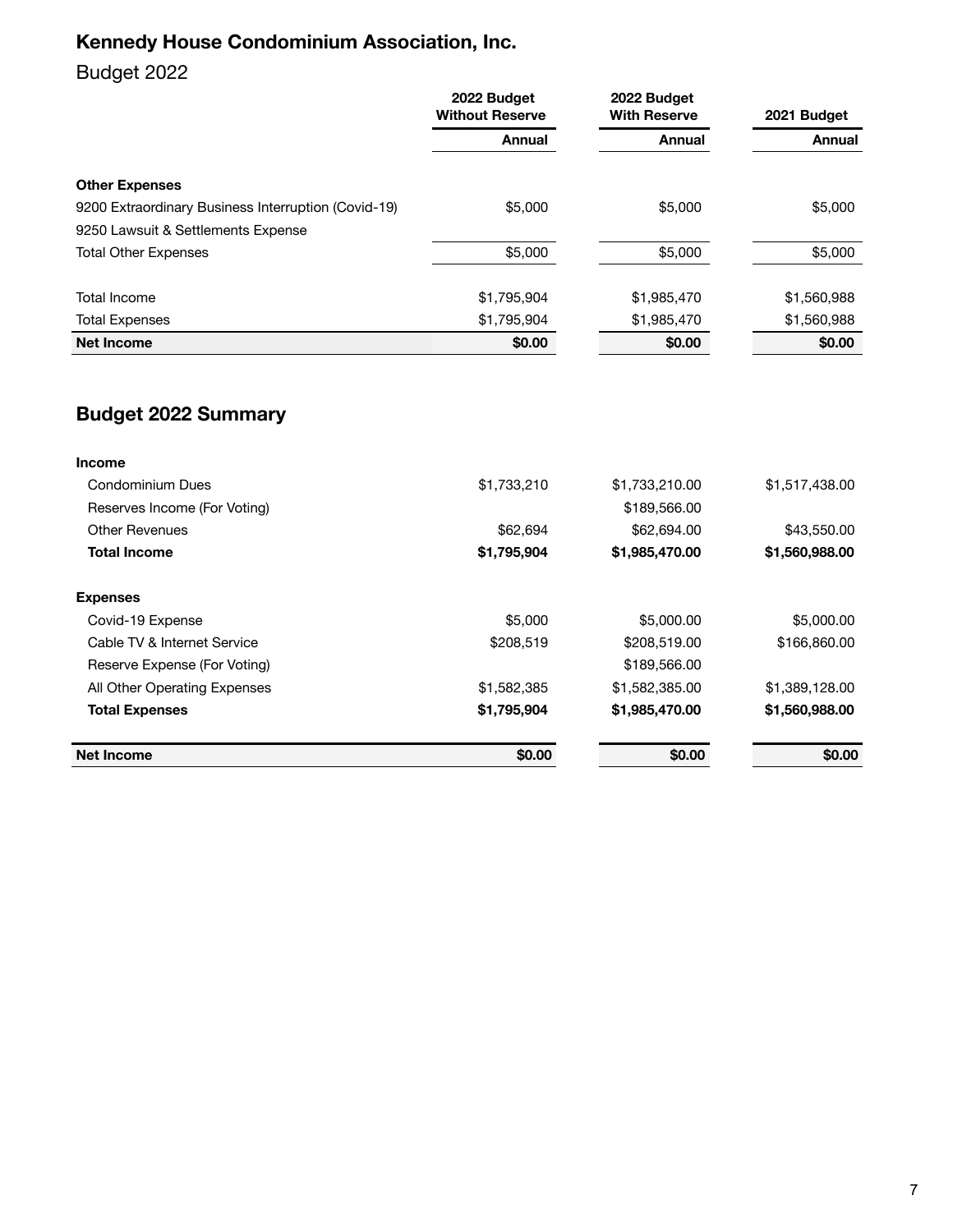# Kennedy House Condominium Association, Inc.

Budget 2022

| | 2022 Budget Without Reserve | 2022 Budget With Reserve | 2021 Budget |
|---|---|---|---|
| | Annual | Annual | Annual |
| **Other Expenses** | | | |
| 9200 Extraordinary Business Interruption (Covid-19) | $5,000 | $5,000 | $5,000 |
| 9250 Lawsuit & Settlements Expense | | | |
| Total Other Expenses | $5,000 | $5,000 | $5,000 |
| Total Income | $1,795,904 | $1,985,470 | $1,560,988 |
| Total Expenses | $1,795,904 | $1,985,470 | $1,560,988 |
| **Net Income** | **$0.00** | **$0.00** | **$0.00** |

## Budget 2022 Summary

| | 2022 Budget Without Reserve | 2022 Budget With Reserve | 2021 Budget |
|---|---|---|---|
| **Income** | | | |
| Condominium Dues | $1,733,210 | $1,733,210.00 | $1,517,438.00 |
| Reserves Income (For Voting) | | $189,566.00 | |
| Other Revenues | $62,694 | $62,694.00 | $43,550.00 |
| **Total Income** | **$1,795,904** | **$1,985,470.00** | **$1,560,988.00** |
| **Expenses** | | | |
| Covid-19 Expense | $5,000 | $5,000.00 | $5,000.00 |
| Cable TV & Internet Service | $208,519 | $208,519.00 | $166,860.00 |
| Reserve Expense (For Voting) | | $189,566.00 | |
| All Other Operating Expenses | $1,582,385 | $1,582,385.00 | $1,389,128.00 |
| **Total Expenses** | **$1,795,904** | **$1,985,470.00** | **$1,560,988.00** |
| **Net Income** | **$0.00** | **$0.00** | **$0.00** |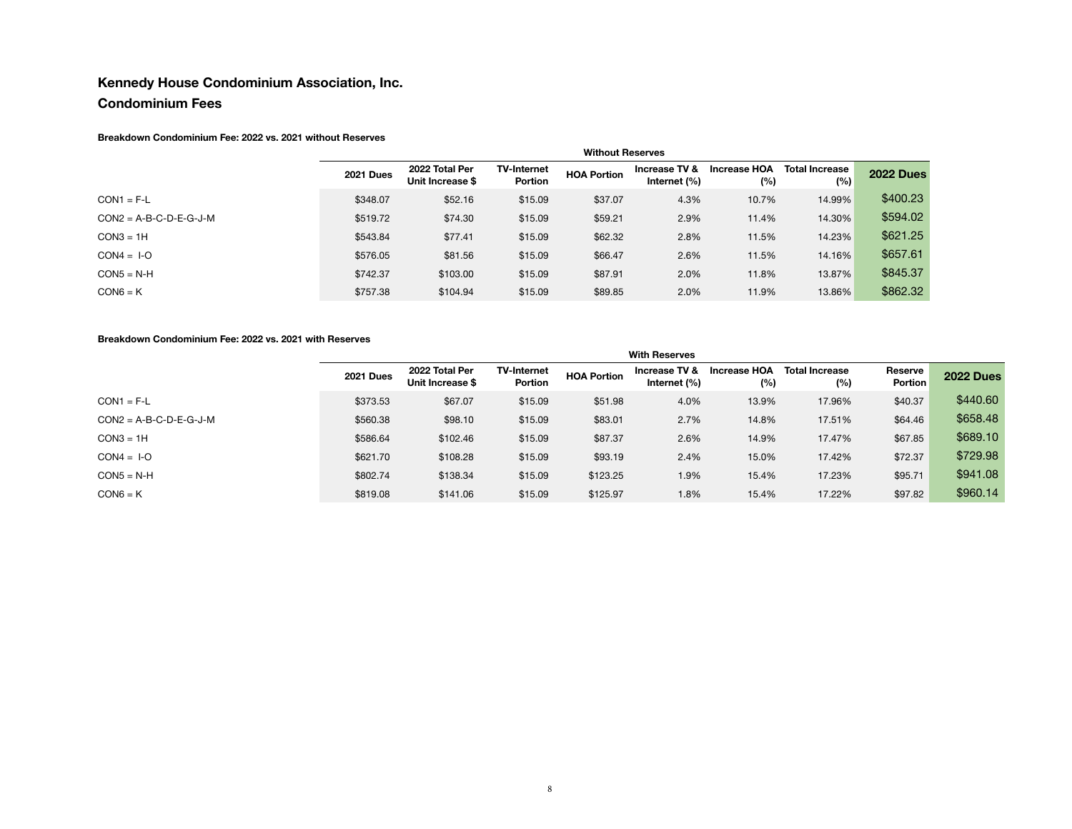## Kennedy House Condominium Association, Inc.

## Condominium Fees

**Breakdown Condominium Fee: 2022 vs. 2021 without Reserves**

| | Without Reserves | | | | | | | |
|---|---|---|---|---|---|---|---|---|
| | **2021 Dues** | **2022 Total Per Unit Increase $** | **TV-Internet Portion** | **HOA Portion** | **Increase TV & Internet (%)** | **Increase HOA (%)** | **Total Increase (%)** | **2022 Dues** |
| CON1 = F-L | $348.07 | $52.16 | $15.09 | $37.07 | 4.3% | 10.7% | 14.99% | $400.23 |
| CON2 = A-B-C-D-E-G-J-M | $519.72 | $74.30 | $15.09 | $59.21 | 2.9% | 11.4% | 14.30% | $594.02 |
| CON3 = 1H | $543.84 | $77.41 | $15.09 | $62.32 | 2.8% | 11.5% | 14.23% | $621.25 |
| CON4 = I-O | $576.05 | $81.56 | $15.09 | $66.47 | 2.6% | 11.5% | 14.16% | $657.61 |
| CON5 = N-H | $742.37 | $103.00 | $15.09 | $87.91 | 2.0% | 11.8% | 13.87% | $845.37 |
| CON6 = K | $757.38 | $104.94 | $15.09 | $89.85 | 2.0% | 11.9% | 13.86% | $862.32 |

**Breakdown Condominium Fee: 2022 vs. 2021 with Reserves**

| | With Reserves | | | | | | | | |
|---|---|---|---|---|---|---|---|---|---|
| | **2021 Dues** | **2022 Total Per Unit Increase $** | **TV-Internet Portion** | **HOA Portion** | **Increase TV & Internet (%)** | **Increase HOA (%)** | **Total Increase (%)** | **Reserve Portion** | **2022 Dues** |
| CON1 = F-L | $373.53 | $67.07 | $15.09 | $51.98 | 4.0% | 13.9% | 17.96% | $40.37 | $440.60 |
| CON2 = A-B-C-D-E-G-J-M | $560.38 | $98.10 | $15.09 | $83.01 | 2.7% | 14.8% | 17.51% | $64.46 | $658.48 |
| CON3 = 1H | $586.64 | $102.46 | $15.09 | $87.37 | 2.6% | 14.9% | 17.47% | $67.85 | $689.10 |
| CON4 = I-O | $621.70 | $108.28 | $15.09 | $93.19 | 2.4% | 15.0% | 17.42% | $72.37 | $729.98 |
| CON5 = N-H | $802.74 | $138.34 | $15.09 | $123.25 | 1.9% | 15.4% | 17.23% | $95.71 | $941.08 |
| CON6 = K | $819.08 | $141.06 | $15.09 | $125.97 | 1.8% | 15.4% | 17.22% | $97.82 | $960.14 |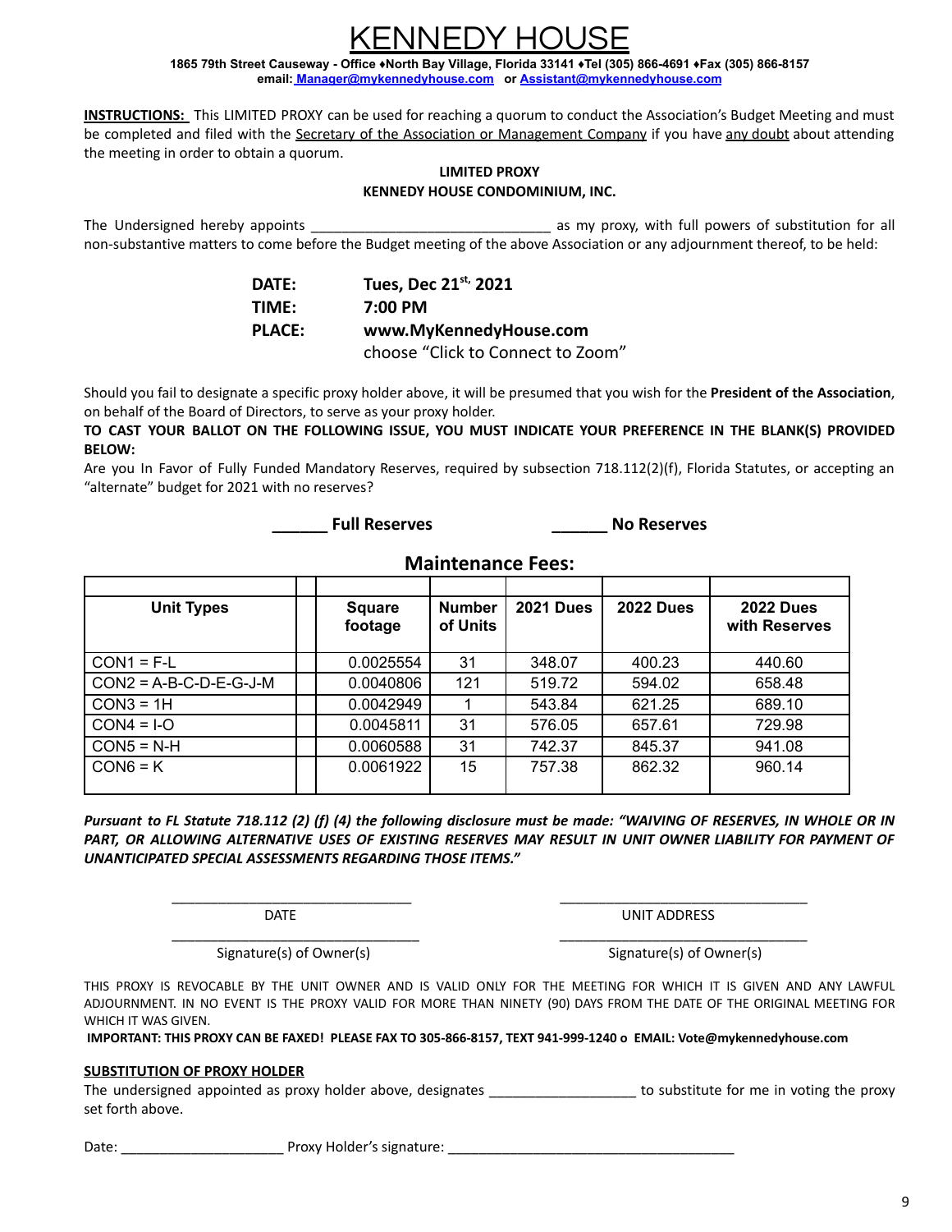# KENNEDY HOUSE

**1865 79th Street Causeway - Office ♦North Bay Village, Florida 33141 ♦Tel (305) 866-4691 ♦Fax (305) 866-8157**
**email: Manager@mykennedyhouse.com or Assistant@mykennedyhouse.com**

**INSTRUCTIONS:** This LIMITED PROXY can be used for reaching a quorum to conduct the Association's Budget Meeting and must be completed and filed with the Secretary of the Association or Management Company if you have any doubt about attending the meeting in order to obtain a quorum.

**LIMITED PROXY**
**KENNEDY HOUSE CONDOMINIUM, INC.**

The Undersigned hereby appoints ______________________________ as my proxy, with full powers of substitution for all non-substantive matters to come before the Budget meeting of the above Association or any adjournment thereof, to be held:

**DATE:** **Tues, Dec 21st, 2021**
**TIME:** **7:00 PM**
**PLACE:** **www.MyKennedyHouse.com**
choose "Click to Connect to Zoom"

Should you fail to designate a specific proxy holder above, it will be presumed that you wish for the **President of the Association**, on behalf of the Board of Directors, to serve as your proxy holder.

**TO CAST YOUR BALLOT ON THE FOLLOWING ISSUE, YOU MUST INDICATE YOUR PREFERENCE IN THE BLANK(S) PROVIDED BELOW:**

Are you In Favor of Fully Funded Mandatory Reserves, required by subsection 718.112(2)(f), Florida Statutes, or accepting an "alternate" budget for 2021 with no reserves?

**______ Full Reserves** **______ No Reserves**

## Maintenance Fees:

| Unit Types | | Square footage | Number of Units | 2021 Dues | 2022 Dues | 2022 Dues with Reserves |
|---|---|---|---|---|---|---|
| CON1 = F-L | | 0.0025554 | 31 | 348.07 | 400.23 | 440.60 |
| CON2 = A-B-C-D-E-G-J-M | | 0.0040806 | 121 | 519.72 | 594.02 | 658.48 |
| CON3 = 1H | | 0.0042949 | 1 | 543.84 | 621.25 | 689.10 |
| CON4 = I-O | | 0.0045811 | 31 | 576.05 | 657.61 | 729.98 |
| CON5 = N-H | | 0.0060588 | 31 | 742.37 | 845.37 | 941.08 |
| CON6 = K | | 0.0061922 | 15 | 757.38 | 862.32 | 960.14 |

***Pursuant to FL Statute 718.112 (2) (f) (4) the following disclosure must be made: "WAIVING OF RESERVES, IN WHOLE OR IN PART, OR ALLOWING ALTERNATIVE USES OF EXISTING RESERVES MAY RESULT IN UNIT OWNER LIABILITY FOR PAYMENT OF UNANTICIPATED SPECIAL ASSESSMENTS REGARDING THOSE ITEMS."***

______________________________ DATE

______________________________ UNIT ADDRESS

______________________________ Signature(s) of Owner(s)

______________________________ Signature(s) of Owner(s)

THIS PROXY IS REVOCABLE BY THE UNIT OWNER AND IS VALID ONLY FOR THE MEETING FOR WHICH IT IS GIVEN AND ANY LAWFUL ADJOURNMENT. IN NO EVENT IS THE PROXY VALID FOR MORE THAN NINETY (90) DAYS FROM THE DATE OF THE ORIGINAL MEETING FOR WHICH IT WAS GIVEN.

**IMPORTANT: THIS PROXY CAN BE FAXED! PLEASE FAX TO 305-866-8157, TEXT 941-999-1240 o EMAIL: Vote@mykennedyhouse.com**

**SUBSTITUTION OF PROXY HOLDER**

The undersigned appointed as proxy holder above, designates __________________ to substitute for me in voting the proxy set forth above.

Date: ____________________ Proxy Holder's signature: ____________________________________